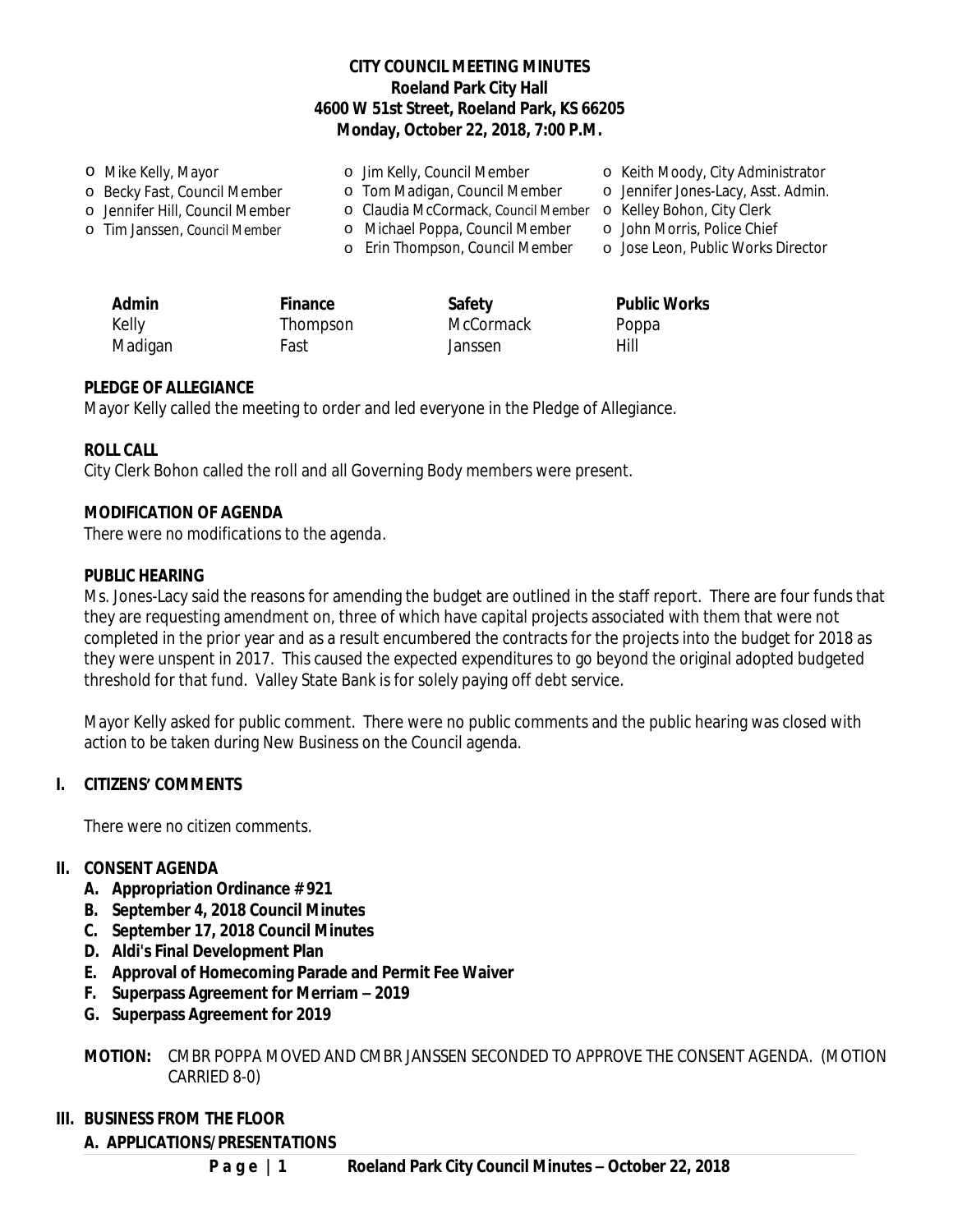**CITY COUNCIL MEETING MINUTES**
**Roeland Park City Hall**
**4600 W 51st Street, Roeland Park, KS 66205**
**Monday, October 22, 2018, 7:00 P.M.**

- Mike Kelly, Mayor
- Becky Fast, Council Member
- Jennifer Hill, Council Member
- Tim Janssen, Council Member
- Jim Kelly, Council Member
- Tom Madigan, Council Member
- Claudia McCormack, Council Member
- Michael Poppa, Council Member
- Erin Thompson, Council Member
- Keith Moody, City Administrator
- Jennifer Jones-Lacy, Asst. Admin.
- Kelley Bohon, City Clerk
- John Morris, Police Chief
- Jose Leon, Public Works Director

| Admin | Finance | Safety | Public Works |
|---|---|---|---|
| Kelly | Thompson | McCormack | Poppa |
| Madigan | Fast | Janssen | Hill |

**PLEDGE OF ALLEGIANCE**

Mayor Kelly called the meeting to order and led everyone in the Pledge of Allegiance.

**ROLL CALL**

City Clerk Bohon called the roll and all Governing Body members were present.

**MODIFICATION OF AGENDA**

There were no modifications to the agenda.

**PUBLIC HEARING**

Ms. Jones-Lacy said the reasons for amending the budget are outlined in the staff report. There are four funds that they are requesting amendment on, three of which have capital projects associated with them that were not completed in the prior year and as a result encumbered the contracts for the projects into the budget for 2018 as they were unspent in 2017. This caused the expected expenditures to go beyond the original adopted budgeted threshold for that fund. Valley State Bank is for solely paying off debt service.

Mayor Kelly asked for public comment. There were no public comments and the public hearing was closed with action to be taken during New Business on the Council agenda.

## I. CITIZENS' COMMENTS

There were no citizen comments.

## II. CONSENT AGENDA

**A. Appropriation Ordinance # 921**
**B. September 4, 2018 Council Minutes**
**C. September 17, 2018 Council Minutes**
**D. Aldi's Final Development Plan**
**E. Approval of Homecoming Parade and Permit Fee Waiver**
**F. Superpass Agreement for Merriam – 2019**
**G. Superpass Agreement for 2019**

**MOTION:** CMBR POPPA MOVED AND CMBR JANSSEN SECONDED TO APPROVE THE CONSENT AGENDA. (MOTION CARRIED 8-0)

## III. BUSINESS FROM THE FLOOR

**A. APPLICATIONS/PRESENTATIONS**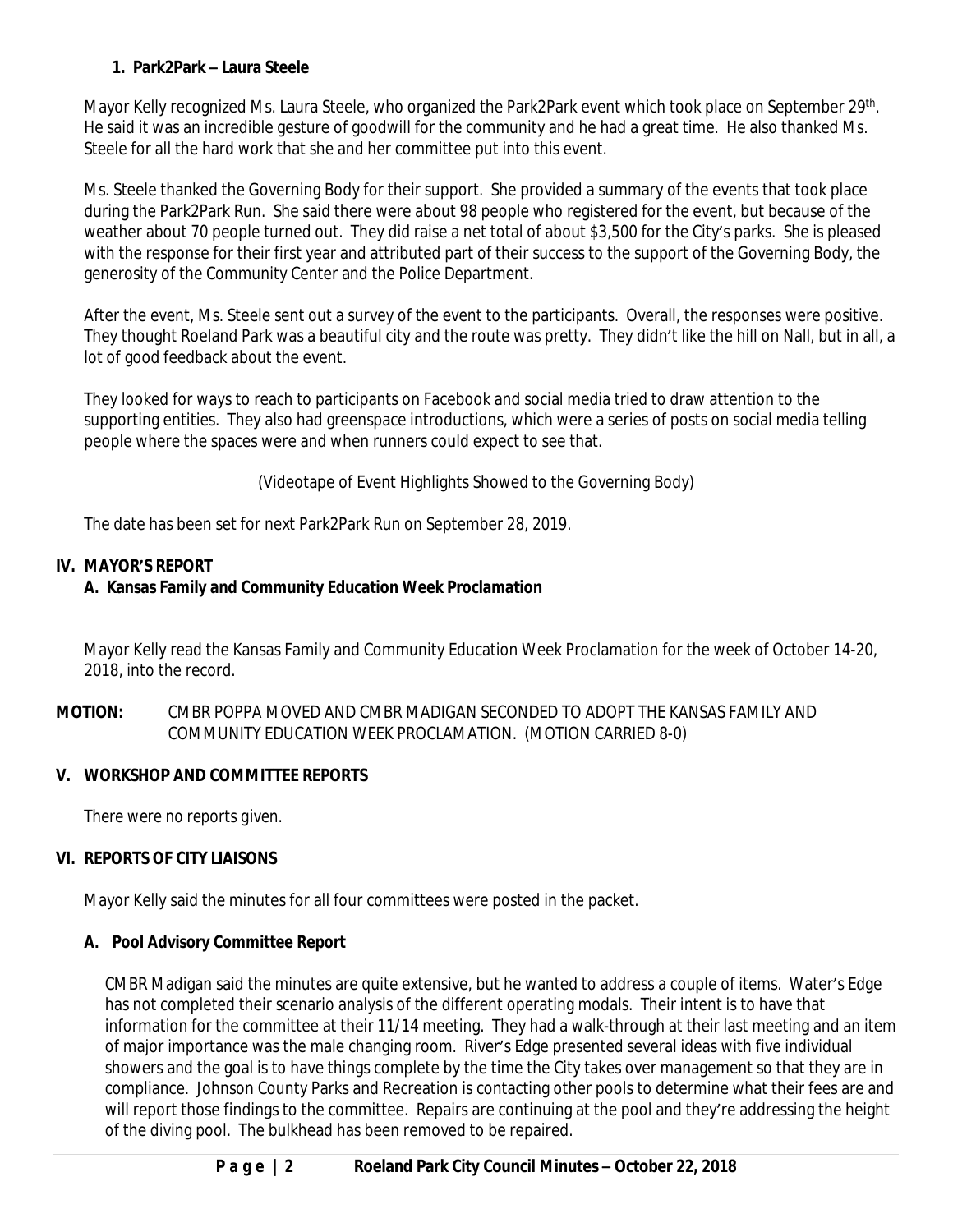**1. Park2Park – Laura Steele**

Mayor Kelly recognized Ms. Laura Steele, who organized the Park2Park event which took place on September 29th. He said it was an incredible gesture of goodwill for the community and he had a great time. He also thanked Ms. Steele for all the hard work that she and her committee put into this event.

Ms. Steele thanked the Governing Body for their support. She provided a summary of the events that took place during the Park2Park Run. She said there were about 98 people who registered for the event, but because of the weather about 70 people turned out. They did raise a net total of about $3,500 for the City's parks. She is pleased with the response for their first year and attributed part of their success to the support of the Governing Body, the generosity of the Community Center and the Police Department.

After the event, Ms. Steele sent out a survey of the event to the participants. Overall, the responses were positive. They thought Roeland Park was a beautiful city and the route was pretty. They didn't like the hill on Nall, but in all, a lot of good feedback about the event.

They looked for ways to reach to participants on Facebook and social media tried to draw attention to the supporting entities. They also had greenspace introductions, which were a series of posts on social media telling people where the spaces were and when runners could expect to see that.

(Videotape of Event Highlights Showed to the Governing Body)

The date has been set for next Park2Park Run on September 28, 2019.

## IV. MAYOR'S REPORT

### A. Kansas Family and Community Education Week Proclamation

Mayor Kelly read the Kansas Family and Community Education Week Proclamation for the week of October 14-20, 2018, into the record.

**MOTION:** CMBR POPPA MOVED AND CMBR MADIGAN SECONDED TO ADOPT THE KANSAS FAMILY AND COMMUNITY EDUCATION WEEK PROCLAMATION. (MOTION CARRIED 8-0)

## V. WORKSHOP AND COMMITTEE REPORTS

There were no reports given.

## VI. REPORTS OF CITY LIAISONS

Mayor Kelly said the minutes for all four committees were posted in the packet.

### A. Pool Advisory Committee Report

CMBR Madigan said the minutes are quite extensive, but he wanted to address a couple of items. Water's Edge has not completed their scenario analysis of the different operating modals. Their intent is to have that information for the committee at their 11/14 meeting. They had a walk-through at their last meeting and an item of major importance was the male changing room. River's Edge presented several ideas with five individual showers and the goal is to have things complete by the time the City takes over management so that they are in compliance. Johnson County Parks and Recreation is contacting other pools to determine what their fees are and will report those findings to the committee. Repairs are continuing at the pool and they're addressing the height of the diving pool. The bulkhead has been removed to be repaired.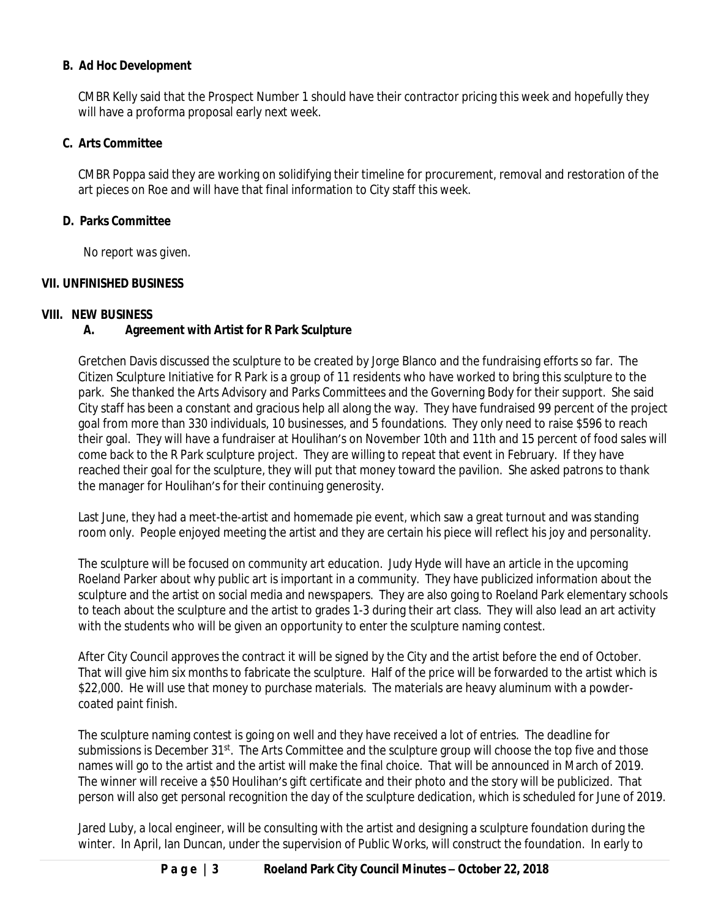### B. Ad Hoc Development

CMBR Kelly said that the Prospect Number 1 should have their contractor pricing this week and hopefully they will have a proforma proposal early next week.

### C. Arts Committee

CMBR Poppa said they are working on solidifying their timeline for procurement, removal and restoration of the art pieces on Roe and will have that final information to City staff this week.

### D. Parks Committee

*No report was given.*

## VII. UNFINISHED BUSINESS

## VIII. NEW BUSINESS

### A. Agreement with Artist for R Park Sculpture

Gretchen Davis discussed the sculpture to be created by Jorge Blanco and the fundraising efforts so far. The Citizen Sculpture Initiative for R Park is a group of 11 residents who have worked to bring this sculpture to the park. She thanked the Arts Advisory and Parks Committees and the Governing Body for their support. She said City staff has been a constant and gracious help all along the way. They have fundraised 99 percent of the project goal from more than 330 individuals, 10 businesses, and 5 foundations. They only need to raise $596 to reach their goal. They will have a fundraiser at Houlihan's on November 10th and 11th and 15 percent of food sales will come back to the R Park sculpture project. They are willing to repeat that event in February. If they have reached their goal for the sculpture, they will put that money toward the pavilion. She asked patrons to thank the manager for Houlihan's for their continuing generosity.

Last June, they had a meet-the-artist and homemade pie event, which saw a great turnout and was standing room only. People enjoyed meeting the artist and they are certain his piece will reflect his joy and personality.

The sculpture will be focused on community art education. Judy Hyde will have an article in the upcoming Roeland Parker about why public art is important in a community. They have publicized information about the sculpture and the artist on social media and newspapers. They are also going to Roeland Park elementary schools to teach about the sculpture and the artist to grades 1-3 during their art class. They will also lead an art activity with the students who will be given an opportunity to enter the sculpture naming contest.

After City Council approves the contract it will be signed by the City and the artist before the end of October. That will give him six months to fabricate the sculpture. Half of the price will be forwarded to the artist which is $22,000. He will use that money to purchase materials. The materials are heavy aluminum with a powder-coated paint finish.

The sculpture naming contest is going on well and they have received a lot of entries. The deadline for submissions is December 31st. The Arts Committee and the sculpture group will choose the top five and those names will go to the artist and the artist will make the final choice. That will be announced in March of 2019. The winner will receive a $50 Houlihan's gift certificate and their photo and the story will be publicized. That person will also get personal recognition the day of the sculpture dedication, which is scheduled for June of 2019.

Jared Luby, a local engineer, will be consulting with the artist and designing a sculpture foundation during the winter. In April, Ian Duncan, under the supervision of Public Works, will construct the foundation. In early to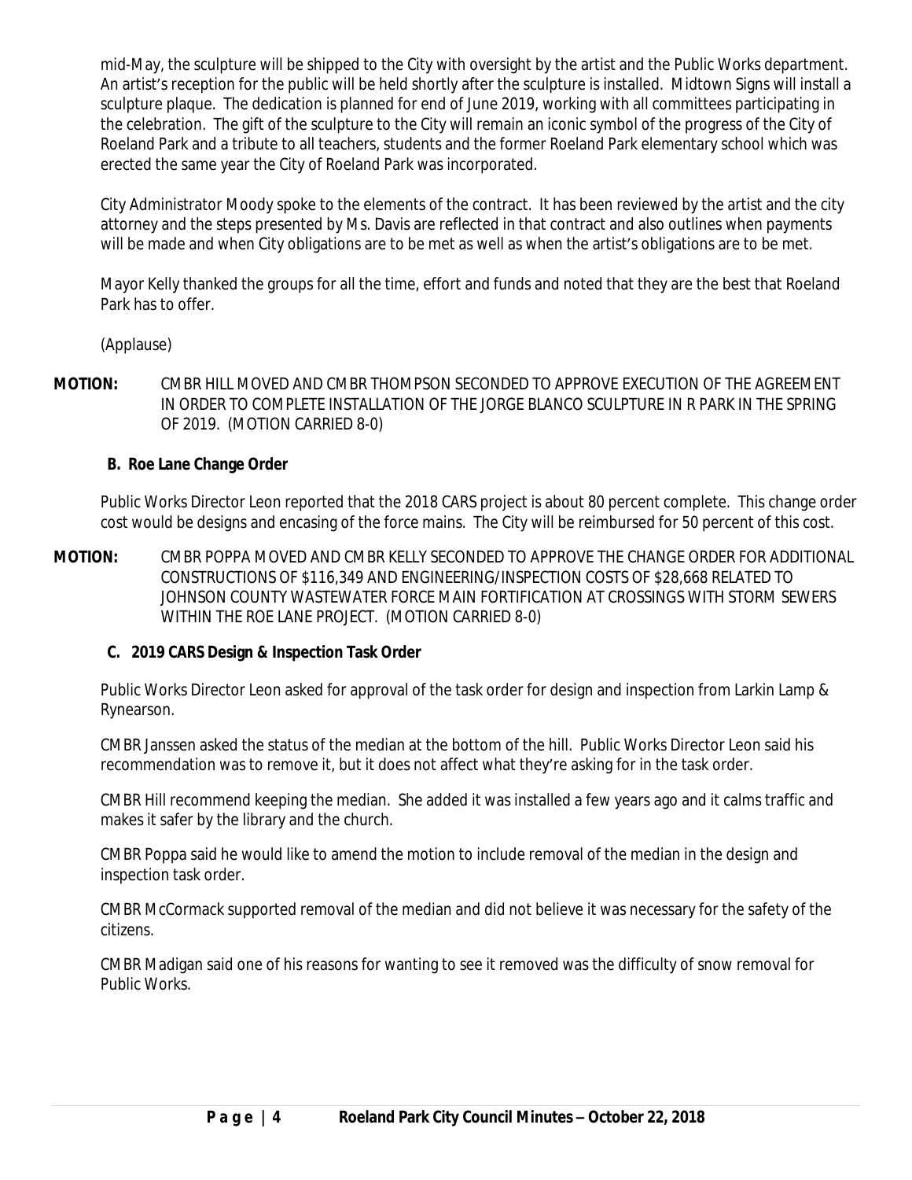mid-May, the sculpture will be shipped to the City with oversight by the artist and the Public Works department. An artist's reception for the public will be held shortly after the sculpture is installed. Midtown Signs will install a sculpture plaque. The dedication is planned for end of June 2019, working with all committees participating in the celebration. The gift of the sculpture to the City will remain an iconic symbol of the progress of the City of Roeland Park and a tribute to all teachers, students and the former Roeland Park elementary school which was erected the same year the City of Roeland Park was incorporated.

City Administrator Moody spoke to the elements of the contract. It has been reviewed by the artist and the city attorney and the steps presented by Ms. Davis are reflected in that contract and also outlines when payments will be made and when City obligations are to be met as well as when the artist's obligations are to be met.

Mayor Kelly thanked the groups for all the time, effort and funds and noted that they are the best that Roeland Park has to offer.

(Applause)

**MOTION:** CMBR HILL MOVED AND CMBR THOMPSON SECONDED TO APPROVE EXECUTION OF THE AGREEMENT IN ORDER TO COMPLETE INSTALLATION OF THE JORGE BLANCO SCULPTURE IN R PARK IN THE SPRING OF 2019. (MOTION CARRIED 8-0)

**B. Roe Lane Change Order**

Public Works Director Leon reported that the 2018 CARS project is about 80 percent complete. This change order cost would be designs and encasing of the force mains. The City will be reimbursed for 50 percent of this cost.

**MOTION:** CMBR POPPA MOVED AND CMBR KELLY SECONDED TO APPROVE THE CHANGE ORDER FOR ADDITIONAL CONSTRUCTIONS OF $116,349 AND ENGINEERING/INSPECTION COSTS OF $28,668 RELATED TO JOHNSON COUNTY WASTEWATER FORCE MAIN FORTIFICATION AT CROSSINGS WITH STORM SEWERS WITHIN THE ROE LANE PROJECT. (MOTION CARRIED 8-0)

**C. 2019 CARS Design & Inspection Task Order**

Public Works Director Leon asked for approval of the task order for design and inspection from Larkin Lamp & Rynearson.

CMBR Janssen asked the status of the median at the bottom of the hill. Public Works Director Leon said his recommendation was to remove it, but it does not affect what they're asking for in the task order.

CMBR Hill recommend keeping the median. She added it was installed a few years ago and it calms traffic and makes it safer by the library and the church.

CMBR Poppa said he would like to amend the motion to include removal of the median in the design and inspection task order.

CMBR McCormack supported removal of the median and did not believe it was necessary for the safety of the citizens.

CMBR Madigan said one of his reasons for wanting to see it removed was the difficulty of snow removal for Public Works.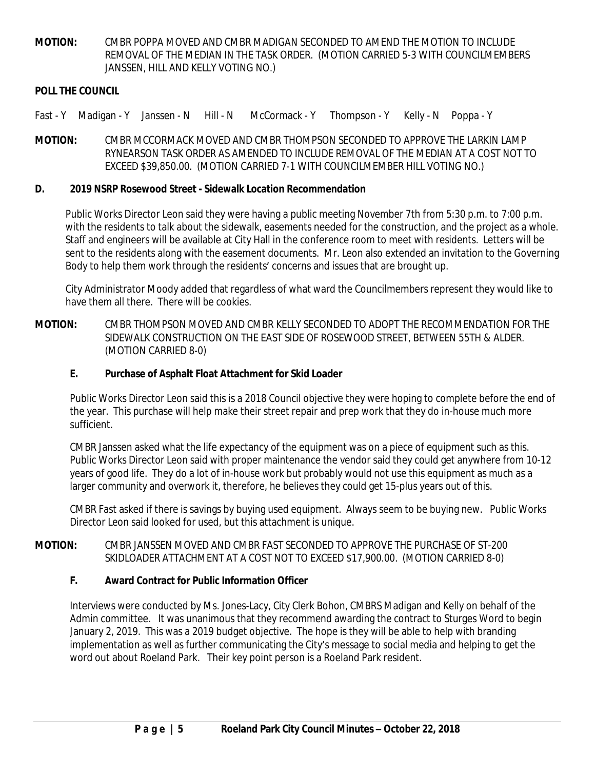**MOTION:** CMBR POPPA MOVED AND CMBR MADIGAN SECONDED TO AMEND THE MOTION TO INCLUDE REMOVAL OF THE MEDIAN IN THE TASK ORDER. (MOTION CARRIED 5-3 WITH COUNCILMEMBERS JANSSEN, HILL AND KELLY VOTING NO.)

**POLL THE COUNCIL**

Fast - Y Madigan - Y Janssen - N Hill - N McCormack - Y Thompson - Y Kelly - N Poppa - Y

**MOTION:** CMBR MCCORMACK MOVED AND CMBR THOMPSON SECONDED TO APPROVE THE LARKIN LAMP RYNEARSON TASK ORDER AS AMENDED TO INCLUDE REMOVAL OF THE MEDIAN AT A COST NOT TO EXCEED $39,850.00. (MOTION CARRIED 7-1 WITH COUNCILMEMBER HILL VOTING NO.)

**D. 2019 NSRP Rosewood Street - Sidewalk Location Recommendation**

Public Works Director Leon said they were having a public meeting November 7th from 5:30 p.m. to 7:00 p.m. with the residents to talk about the sidewalk, easements needed for the construction, and the project as a whole. Staff and engineers will be available at City Hall in the conference room to meet with residents. Letters will be sent to the residents along with the easement documents. Mr. Leon also extended an invitation to the Governing Body to help them work through the residents' concerns and issues that are brought up.

City Administrator Moody added that regardless of what ward the Councilmembers represent they would like to have them all there. There will be cookies.

**MOTION:** CMBR THOMPSON MOVED AND CMBR KELLY SECONDED TO ADOPT THE RECOMMENDATION FOR THE SIDEWALK CONSTRUCTION ON THE EAST SIDE OF ROSEWOOD STREET, BETWEEN 55TH & ALDER. (MOTION CARRIED 8-0)

**E. Purchase of Asphalt Float Attachment for Skid Loader**

Public Works Director Leon said this is a 2018 Council objective they were hoping to complete before the end of the year. This purchase will help make their street repair and prep work that they do in-house much more sufficient.

CMBR Janssen asked what the life expectancy of the equipment was on a piece of equipment such as this. Public Works Director Leon said with proper maintenance the vendor said they could get anywhere from 10-12 years of good life. They do a lot of in-house work but probably would not use this equipment as much as a larger community and overwork it, therefore, he believes they could get 15-plus years out of this.

CMBR Fast asked if there is savings by buying used equipment. Always seem to be buying new. Public Works Director Leon said looked for used, but this attachment is unique.

**MOTION:** CMBR JANSSEN MOVED AND CMBR FAST SECONDED TO APPROVE THE PURCHASE OF ST-200 SKIDLOADER ATTACHMENT AT A COST NOT TO EXCEED $17,900.00. (MOTION CARRIED 8-0)

**F. Award Contract for Public Information Officer**

Interviews were conducted by Ms. Jones-Lacy, City Clerk Bohon, CMBRS Madigan and Kelly on behalf of the Admin committee. It was unanimous that they recommend awarding the contract to Sturges Word to begin January 2, 2019. This was a 2019 budget objective. The hope is they will be able to help with branding implementation as well as further communicating the City's message to social media and helping to get the word out about Roeland Park. Their key point person is a Roeland Park resident.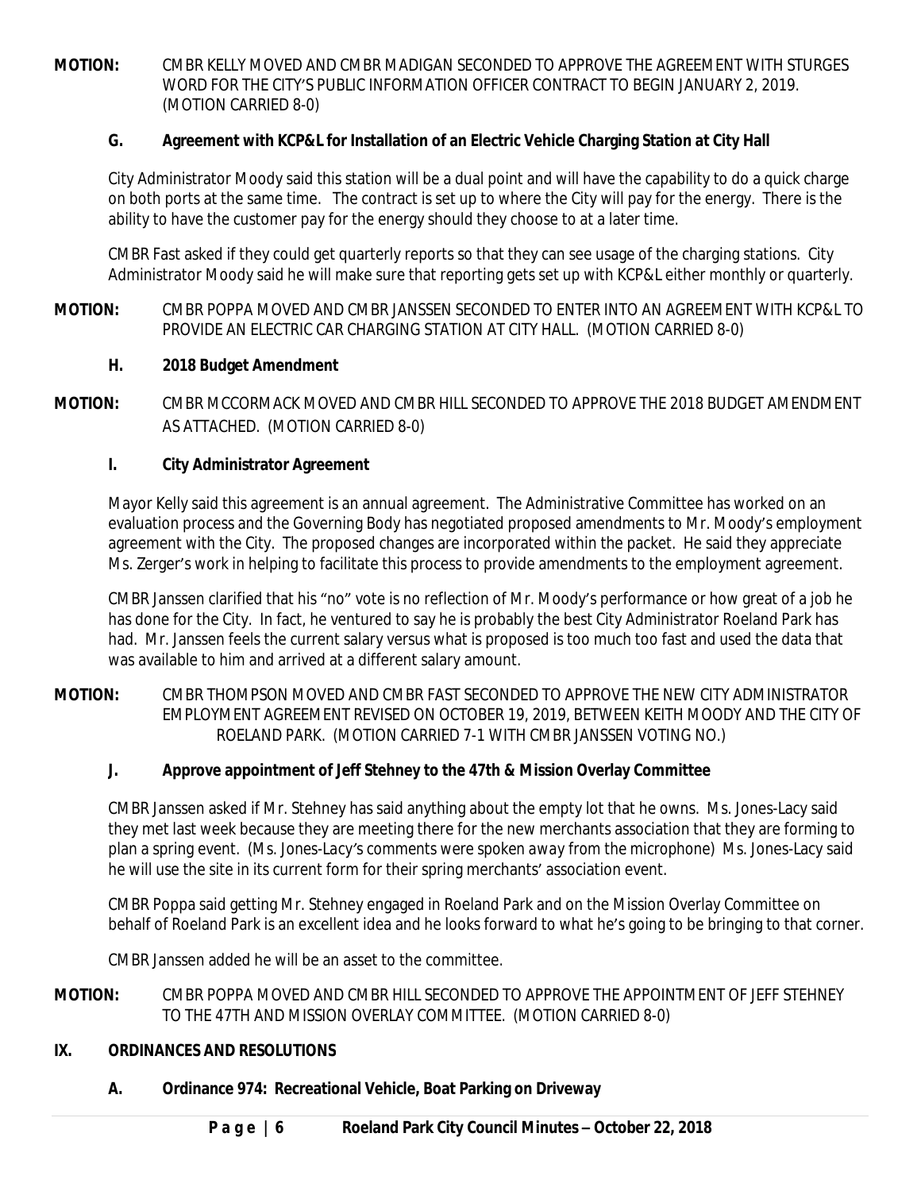**MOTION:** CMBR KELLY MOVED AND CMBR MADIGAN SECONDED TO APPROVE THE AGREEMENT WITH STURGES WORD FOR THE CITY'S PUBLIC INFORMATION OFFICER CONTRACT TO BEGIN JANUARY 2, 2019. (MOTION CARRIED 8-0)

**G. Agreement with KCP&L for Installation of an Electric Vehicle Charging Station at City Hall**

City Administrator Moody said this station will be a dual point and will have the capability to do a quick charge on both ports at the same time. The contract is set up to where the City will pay for the energy. There is the ability to have the customer pay for the energy should they choose to at a later time.

CMBR Fast asked if they could get quarterly reports so that they can see usage of the charging stations. City Administrator Moody said he will make sure that reporting gets set up with KCP&L either monthly or quarterly.

**MOTION:** CMBR POPPA MOVED AND CMBR JANSSEN SECONDED TO ENTER INTO AN AGREEMENT WITH KCP&L TO PROVIDE AN ELECTRIC CAR CHARGING STATION AT CITY HALL. (MOTION CARRIED 8-0)

**H. 2018 Budget Amendment**

**MOTION:** CMBR MCCORMACK MOVED AND CMBR HILL SECONDED TO APPROVE THE 2018 BUDGET AMENDMENT AS ATTACHED. (MOTION CARRIED 8-0)

**I. City Administrator Agreement**

Mayor Kelly said this agreement is an annual agreement. The Administrative Committee has worked on an evaluation process and the Governing Body has negotiated proposed amendments to Mr. Moody's employment agreement with the City. The proposed changes are incorporated within the packet. He said they appreciate Ms. Zerger's work in helping to facilitate this process to provide amendments to the employment agreement.

CMBR Janssen clarified that his "no" vote is no reflection of Mr. Moody's performance or how great of a job he has done for the City. In fact, he ventured to say he is probably the best City Administrator Roeland Park has had. Mr. Janssen feels the current salary versus what is proposed is too much too fast and used the data that was available to him and arrived at a different salary amount.

**MOTION:** CMBR THOMPSON MOVED AND CMBR FAST SECONDED TO APPROVE THE NEW CITY ADMINISTRATOR EMPLOYMENT AGREEMENT REVISED ON OCTOBER 19, 2019, BETWEEN KEITH MOODY AND THE CITY OF ROELAND PARK. (MOTION CARRIED 7-1 WITH CMBR JANSSEN VOTING NO.)

**J. Approve appointment of Jeff Stehney to the 47th & Mission Overlay Committee**

CMBR Janssen asked if Mr. Stehney has said anything about the empty lot that he owns. Ms. Jones-Lacy said they met last week because they are meeting there for the new merchants association that they are forming to plan a spring event. (Ms. Jones-Lacy's comments were spoken away from the microphone) Ms. Jones-Lacy said he will use the site in its current form for their spring merchants' association event.

CMBR Poppa said getting Mr. Stehney engaged in Roeland Park and on the Mission Overlay Committee on behalf of Roeland Park is an excellent idea and he looks forward to what he's going to be bringing to that corner.

CMBR Janssen added he will be an asset to the committee.

**MOTION:** CMBR POPPA MOVED AND CMBR HILL SECONDED TO APPROVE THE APPOINTMENT OF JEFF STEHNEY TO THE 47TH AND MISSION OVERLAY COMMITTEE. (MOTION CARRIED 8-0)

## IX. ORDINANCES AND RESOLUTIONS

**A. Ordinance 974: Recreational Vehicle, Boat Parking on Driveway**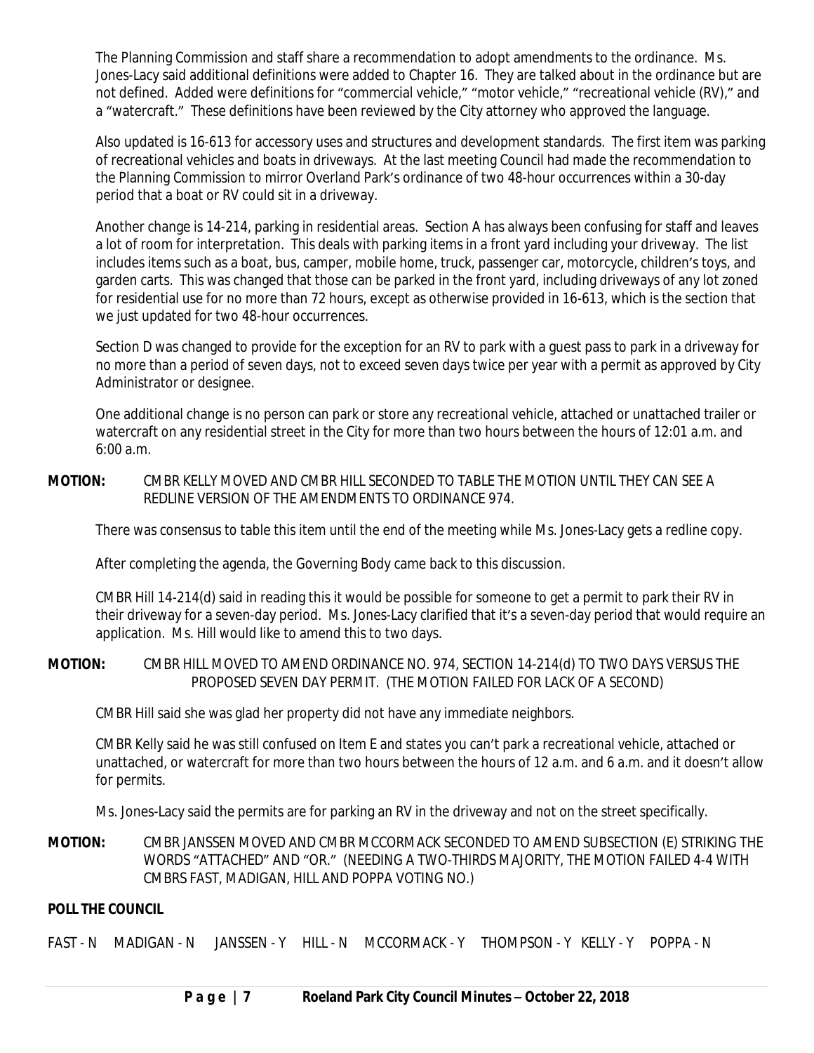The Planning Commission and staff share a recommendation to adopt amendments to the ordinance. Ms. Jones-Lacy said additional definitions were added to Chapter 16. They are talked about in the ordinance but are not defined. Added were definitions for "commercial vehicle," "motor vehicle," "recreational vehicle (RV)," and a "watercraft." These definitions have been reviewed by the City attorney who approved the language.

Also updated is 16-613 for accessory uses and structures and development standards. The first item was parking of recreational vehicles and boats in driveways. At the last meeting Council had made the recommendation to the Planning Commission to mirror Overland Park's ordinance of two 48-hour occurrences within a 30-day period that a boat or RV could sit in a driveway.

Another change is 14-214, parking in residential areas. Section A has always been confusing for staff and leaves a lot of room for interpretation. This deals with parking items in a front yard including your driveway. The list includes items such as a boat, bus, camper, mobile home, truck, passenger car, motorcycle, children's toys, and garden carts. This was changed that those can be parked in the front yard, including driveways of any lot zoned for residential use for no more than 72 hours, except as otherwise provided in 16-613, which is the section that we just updated for two 48-hour occurrences.

Section D was changed to provide for the exception for an RV to park with a guest pass to park in a driveway for no more than a period of seven days, not to exceed seven days twice per year with a permit as approved by City Administrator or designee.

One additional change is no person can park or store any recreational vehicle, attached or unattached trailer or watercraft on any residential street in the City for more than two hours between the hours of 12:01 a.m. and 6:00 a.m.

**MOTION:** CMBR KELLY MOVED AND CMBR HILL SECONDED TO TABLE THE MOTION UNTIL THEY CAN SEE A REDLINE VERSION OF THE AMENDMENTS TO ORDINANCE 974.

There was consensus to table this item until the end of the meeting while Ms. Jones-Lacy gets a redline copy.

After completing the agenda, the Governing Body came back to this discussion.

CMBR Hill 14-214(d) said in reading this it would be possible for someone to get a permit to park their RV in their driveway for a seven-day period. Ms. Jones-Lacy clarified that it's a seven-day period that would require an application. Ms. Hill would like to amend this to two days.

**MOTION:** CMBR HILL MOVED TO AMEND ORDINANCE NO. 974, SECTION 14-214(d) TO TWO DAYS VERSUS THE PROPOSED SEVEN DAY PERMIT. (THE MOTION FAILED FOR LACK OF A SECOND)

CMBR Hill said she was glad her property did not have any immediate neighbors.

CMBR Kelly said he was still confused on Item E and states you can't park a recreational vehicle, attached or unattached, or watercraft for more than two hours between the hours of 12 a.m. and 6 a.m. and it doesn't allow for permits.

Ms. Jones-Lacy said the permits are for parking an RV in the driveway and not on the street specifically.

**MOTION:** CMBR JANSSEN MOVED AND CMBR MCCORMACK SECONDED TO AMEND SUBSECTION (E) STRIKING THE WORDS "ATTACHED" AND "OR." (NEEDING A TWO-THIRDS MAJORITY, THE MOTION FAILED 4-4 WITH CMBRS FAST, MADIGAN, HILL AND POPPA VOTING NO.)

**POLL THE COUNCIL**

FAST - N MADIGAN - N JANSSEN - Y HILL - N MCCORMACK - Y THOMPSON - Y KELLY - Y POPPA - N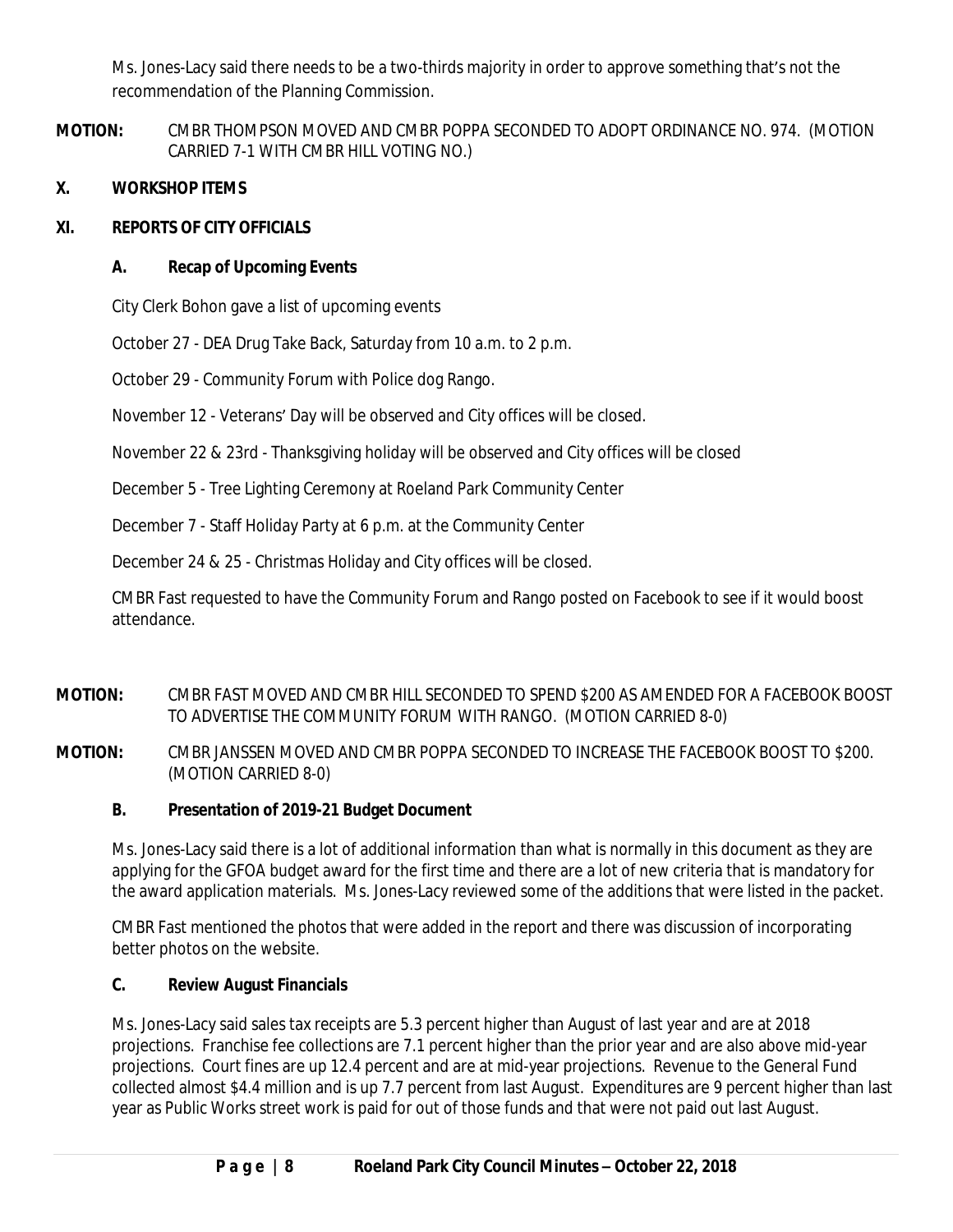Ms. Jones-Lacy said there needs to be a two-thirds majority in order to approve something that's not the recommendation of the Planning Commission.

**MOTION:** CMBR THOMPSON MOVED AND CMBR POPPA SECONDED TO ADOPT ORDINANCE NO. 974. (MOTION CARRIED 7-1 WITH CMBR HILL VOTING NO.)

**X. WORKSHOP ITEMS**

**XI. REPORTS OF CITY OFFICIALS**

**A. Recap of Upcoming Events**

City Clerk Bohon gave a list of upcoming events

October 27 - DEA Drug Take Back, Saturday from 10 a.m. to 2 p.m.

October 29 - Community Forum with Police dog Rango.

November 12 - Veterans' Day will be observed and City offices will be closed.

November 22 & 23rd - Thanksgiving holiday will be observed and City offices will be closed

December 5 - Tree Lighting Ceremony at Roeland Park Community Center

December 7 - Staff Holiday Party at 6 p.m. at the Community Center

December 24 & 25 - Christmas Holiday and City offices will be closed.

CMBR Fast requested to have the Community Forum and Rango posted on Facebook to see if it would boost attendance.

**MOTION:** CMBR FAST MOVED AND CMBR HILL SECONDED TO SPEND $200 AS AMENDED FOR A FACEBOOK BOOST TO ADVERTISE THE COMMUNITY FORUM WITH RANGO. (MOTION CARRIED 8-0)

**MOTION:** CMBR JANSSEN MOVED AND CMBR POPPA SECONDED TO INCREASE THE FACEBOOK BOOST TO $200. (MOTION CARRIED 8-0)

**B. Presentation of 2019-21 Budget Document**

Ms. Jones-Lacy said there is a lot of additional information than what is normally in this document as they are applying for the GFOA budget award for the first time and there are a lot of new criteria that is mandatory for the award application materials. Ms. Jones-Lacy reviewed some of the additions that were listed in the packet.

CMBR Fast mentioned the photos that were added in the report and there was discussion of incorporating better photos on the website.

**C. Review August Financials**

Ms. Jones-Lacy said sales tax receipts are 5.3 percent higher than August of last year and are at 2018 projections. Franchise fee collections are 7.1 percent higher than the prior year and are also above mid-year projections. Court fines are up 12.4 percent and are at mid-year projections. Revenue to the General Fund collected almost $4.4 million and is up 7.7 percent from last August. Expenditures are 9 percent higher than last year as Public Works street work is paid for out of those funds and that were not paid out last August.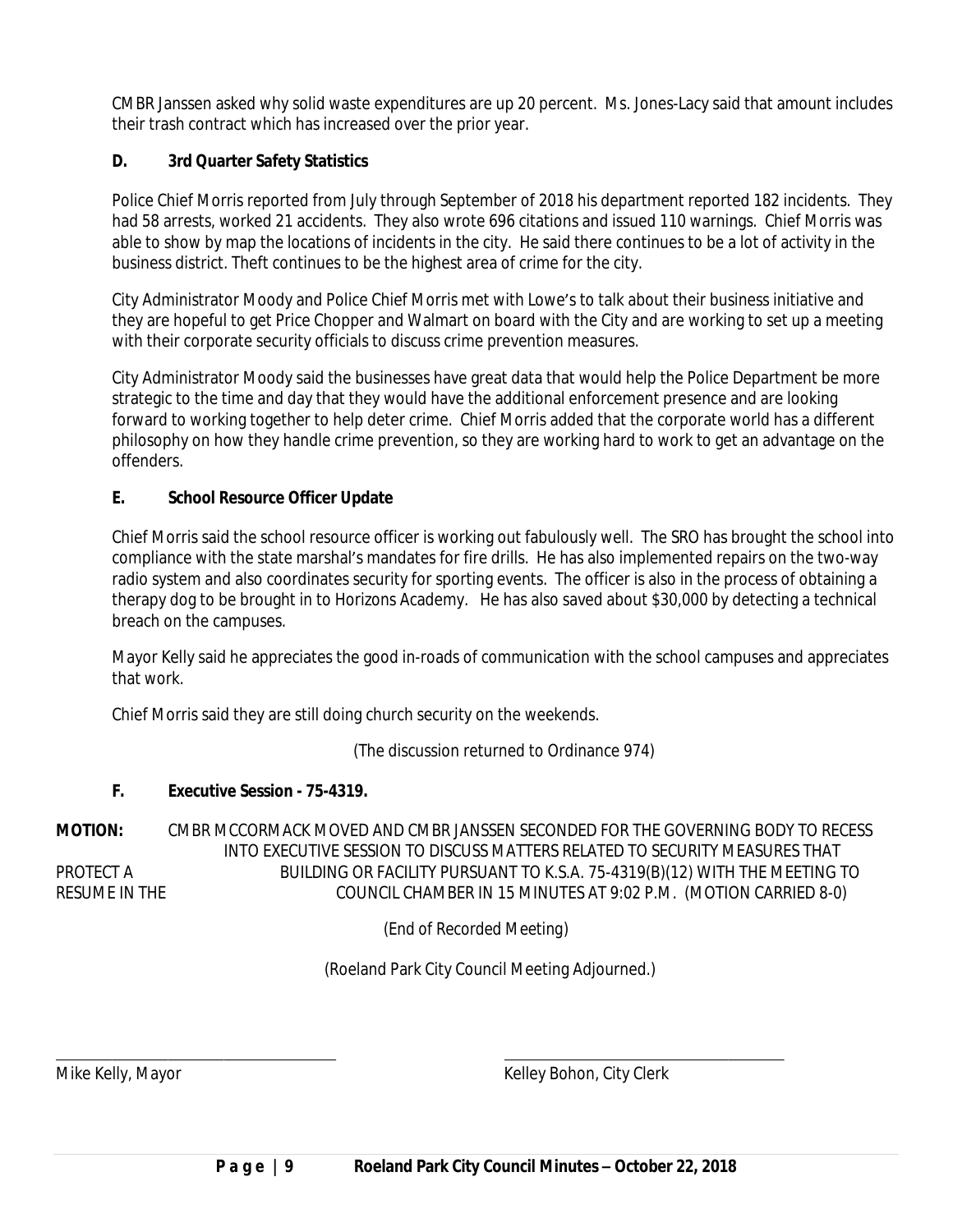CMBR Janssen asked why solid waste expenditures are up 20 percent. Ms. Jones-Lacy said that amount includes their trash contract which has increased over the prior year.

**D. 3rd Quarter Safety Statistics**

Police Chief Morris reported from July through September of 2018 his department reported 182 incidents. They had 58 arrests, worked 21 accidents. They also wrote 696 citations and issued 110 warnings. Chief Morris was able to show by map the locations of incidents in the city. He said there continues to be a lot of activity in the business district. Theft continues to be the highest area of crime for the city.

City Administrator Moody and Police Chief Morris met with Lowe's to talk about their business initiative and they are hopeful to get Price Chopper and Walmart on board with the City and are working to set up a meeting with their corporate security officials to discuss crime prevention measures.

City Administrator Moody said the businesses have great data that would help the Police Department be more strategic to the time and day that they would have the additional enforcement presence and are looking forward to working together to help deter crime. Chief Morris added that the corporate world has a different philosophy on how they handle crime prevention, so they are working hard to work to get an advantage on the offenders.

**E. School Resource Officer Update**

Chief Morris said the school resource officer is working out fabulously well. The SRO has brought the school into compliance with the state marshal's mandates for fire drills. He has also implemented repairs on the two-way radio system and also coordinates security for sporting events. The officer is also in the process of obtaining a therapy dog to be brought in to Horizons Academy. He has also saved about $30,000 by detecting a technical breach on the campuses.

Mayor Kelly said he appreciates the good in-roads of communication with the school campuses and appreciates that work.

Chief Morris said they are still doing church security on the weekends.

(The discussion returned to Ordinance 974)

**F. Executive Session - 75-4319.**

**MOTION:** CMBR MCCORMACK MOVED AND CMBR JANSSEN SECONDED FOR THE GOVERNING BODY TO RECESS INTO EXECUTIVE SESSION TO DISCUSS MATTERS RELATED TO SECURITY MEASURES THAT PROTECT A BUILDING OR FACILITY PURSUANT TO K.S.A. 75-4319(B)(12) WITH THE MEETING TO RESUME IN THE COUNCIL CHAMBER IN 15 MINUTES AT 9:02 P.M. (MOTION CARRIED 8-0)

(End of Recorded Meeting)

(Roeland Park City Council Meeting Adjourned.)

\_\_\_\_\_\_\_\_\_\_\_\_\_\_\_\_\_\_\_\_\_\_\_\_\_\_\_\_\_\_\_\_\_\_\_\_
Mike Kelly, Mayor

\_\_\_\_\_\_\_\_\_\_\_\_\_\_\_\_\_\_\_\_\_\_\_\_\_\_\_\_\_\_\_\_\_\_\_\_
Kelley Bohon, City Clerk